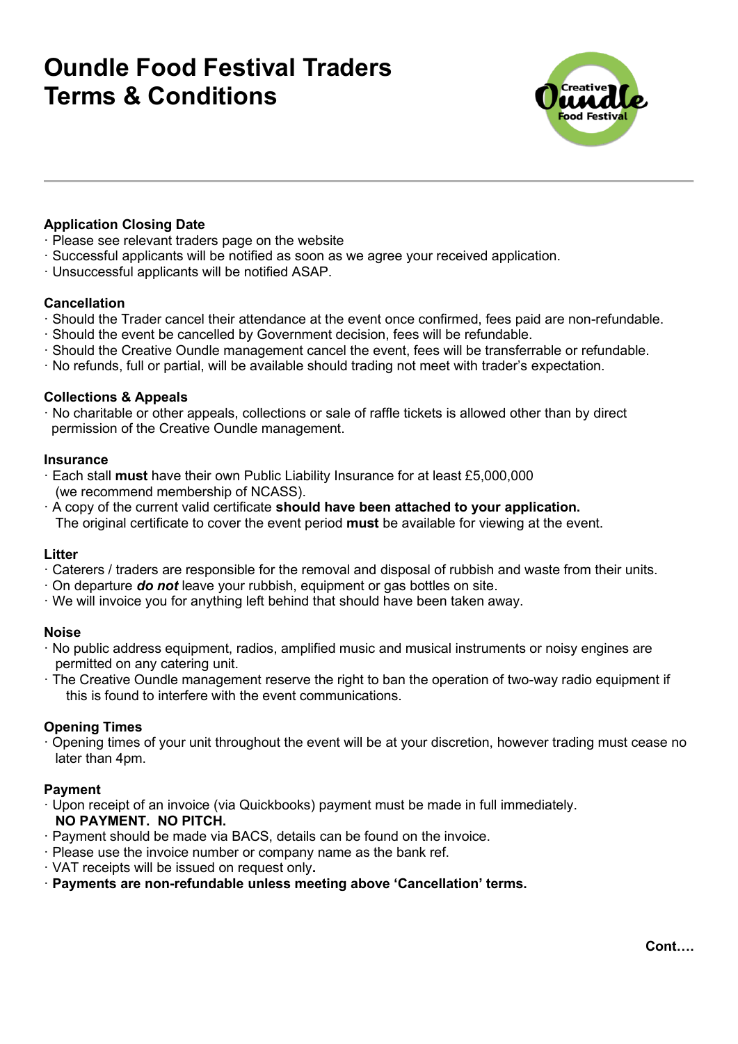# Oundle Food Festival Traders Terms & Conditions

**Application Closing Date**

- Please see relevant traders page on the website
- Successful applicants will be notified as soon as we agree your received application.
- Unsuccessful applicants will be notified ASAP.

**Cancellation**

- Should the Trader cancel their attendance at the event once confirmed, fees paid are non-refundable.
- Should the event be cancelled by Government decision, fees will be refundable.
- Should the Creative Oundle management cancel the event, fees will be transferrable or refundable.
- No refunds, full or partial, will be available should trading not meet with trader's expectation.

**Collections & Appeals**

- No charitable or other appeals, collections or sale of raffle tickets is allowed other than by direct permission of the Creative Oundle management.

**Insurance**

- Each stall **must** have their own Public Liability Insurance for at least £5,000,000 (we recommend membership of NCASS).
- A copy of the current valid certificate **should have been attached to your application.** The original certificate to cover the event period **must** be available for viewing at the event.

**Litter**

- Caterers / traders are responsible for the removal and disposal of rubbish and waste from their units.
- On departure ***do not*** leave your rubbish, equipment or gas bottles on site.
- We will invoice you for anything left behind that should have been taken away.

**Noise**

- No public address equipment, radios, amplified music and musical instruments or noisy engines are permitted on any catering unit.
- The Creative Oundle management reserve the right to ban the operation of two-way radio equipment if this is found to interfere with the event communications.

**Opening Times**

- Opening times of your unit throughout the event will be at your discretion, however trading must cease no later than 4pm.

**Payment**

- Upon receipt of an invoice (via Quickbooks) payment must be made in full immediately. **NO PAYMENT. NO PITCH.**
- Payment should be made via BACS, details can be found on the invoice.
- Please use the invoice number or company name as the bank ref.
- VAT receipts will be issued on request only**.**
- **Payments are non-refundable unless meeting above 'Cancellation' terms.**

**Cont….**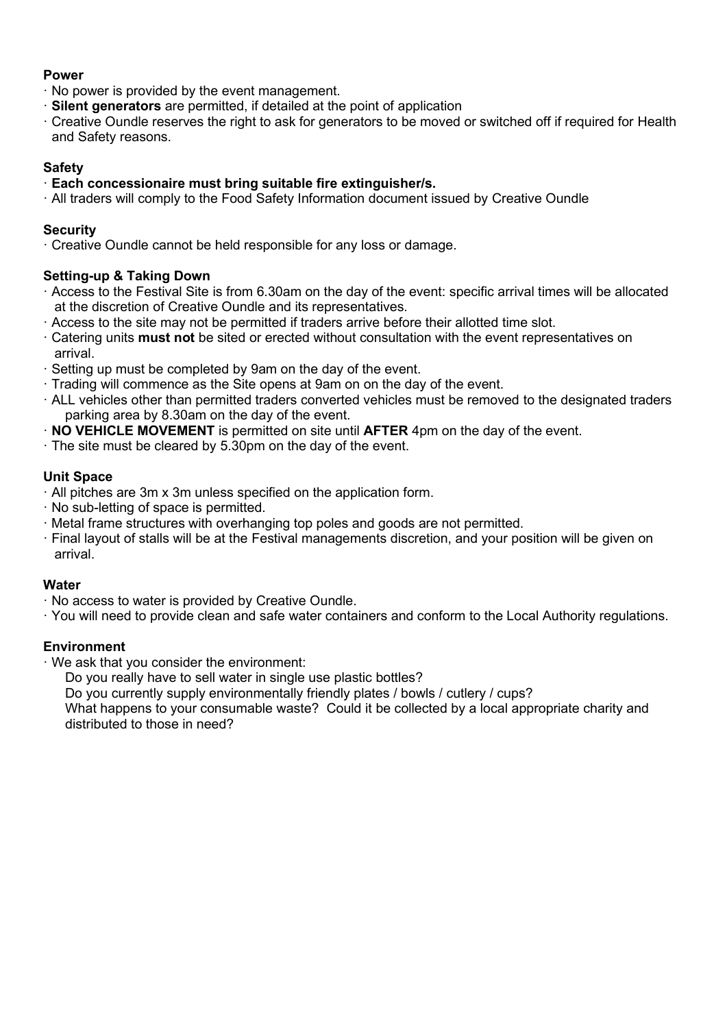**Power**

- No power is provided by the event management.
- **Silent generators** are permitted, if detailed at the point of application
- Creative Oundle reserves the right to ask for generators to be moved or switched off if required for Health and Safety reasons.

**Safety**

- **Each concessionaire must bring suitable fire extinguisher/s.**
- All traders will comply to the Food Safety Information document issued by Creative Oundle

**Security**

- Creative Oundle cannot be held responsible for any loss or damage.

**Setting-up & Taking Down**

- Access to the Festival Site is from 6.30am on the day of the event: specific arrival times will be allocated at the discretion of Creative Oundle and its representatives.
- Access to the site may not be permitted if traders arrive before their allotted time slot.
- Catering units **must not** be sited or erected without consultation with the event representatives on arrival.
- Setting up must be completed by 9am on the day of the event.
- Trading will commence as the Site opens at 9am on on the day of the event.
- ALL vehicles other than permitted traders converted vehicles must be removed to the designated traders parking area by 8.30am on the day of the event.
- **NO VEHICLE MOVEMENT** is permitted on site until **AFTER** 4pm on the day of the event.
- The site must be cleared by 5.30pm on the day of the event.

**Unit Space**

- All pitches are 3m x 3m unless specified on the application form.
- No sub-letting of space is permitted.
- Metal frame structures with overhanging top poles and goods are not permitted.
- Final layout of stalls will be at the Festival managements discretion, and your position will be given on arrival.

**Water**

- No access to water is provided by Creative Oundle.
- You will need to provide clean and safe water containers and conform to the Local Authority regulations.

**Environment**

- We ask that you consider the environment:

  Do you really have to sell water in single use plastic bottles?

  Do you currently supply environmentally friendly plates / bowls / cutlery / cups?

  What happens to your consumable waste? Could it be collected by a local appropriate charity and distributed to those in need?